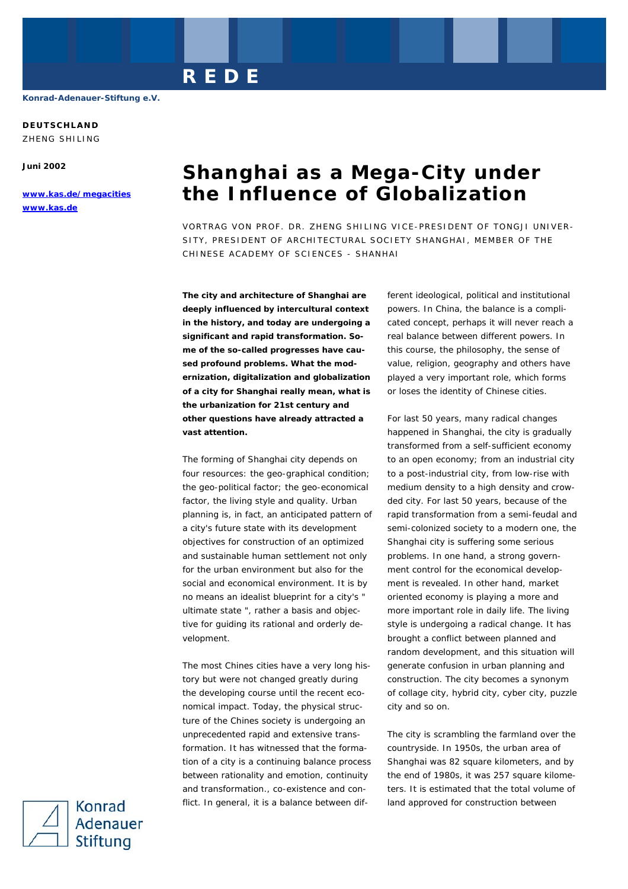REDE

Konrad-Adenauer-Stiftung e.V.

**DEUTSCHLAND**
ZHENG SHILING

**Juni 2002**

[www.kas.de/megacities](www.kas.de/megacities)
[www.kas.de](www.kas.de)

# Shanghai as a Mega-City under the Influence of Globalization

VORTRAG VON PROF. DR. ZHENG SHILING VICE-PRESIDENT OF TONGJI UNIVERSITY, PRESIDENT OF ARCHITECTURAL SOCIETY SHANGHAI, MEMBER OF THE CHINESE ACADEMY OF SCIENCES - SHANHAI

**The city and architecture of Shanghai are deeply influenced by intercultural context in the history, and today are undergoing a significant and rapid transformation. Some of the so-called progresses have caused profound problems. What the modernization, digitalization and globalization of a city for Shanghai really mean, what is the urbanization for 21st century and other questions have already attracted a vast attention.**

The forming of Shanghai city depends on four resources: the geo-graphical condition; the geo-political factor; the geo-economical factor, the living style and quality. Urban planning is, in fact, an anticipated pattern of a city's future state with its development objectives for construction of an optimized and sustainable human settlement not only for the urban environment but also for the social and economical environment. It is by no means an idealist blueprint for a city's " ultimate state ", rather a basis and objective for guiding its rational and orderly development.

The most Chines cities have a very long history but were not changed greatly during the developing course until the recent economical impact. Today, the physical structure of the Chines society is undergoing an unprecedented rapid and extensive transformation. It has witnessed that the formation of a city is a continuing balance process between rationality and emotion, continuity and transformation., co-existence and conflict. In general, it is a balance between different ideological, political and institutional powers. In China, the balance is a complicated concept, perhaps it will never reach a real balance between different powers. In this course, the philosophy, the sense of value, religion, geography and others have played a very important role, which forms or loses the identity of Chinese cities.

For last 50 years, many radical changes happened in Shanghai, the city is gradually transformed from a self-sufficient economy to an open economy; from an industrial city to a post-industrial city, from low-rise with medium density to a high density and crowded city. For last 50 years, because of the rapid transformation from a semi-feudal and semi-colonized society to a modern one, the Shanghai city is suffering some serious problems. In one hand, a strong government control for the economical development is revealed. In other hand, market oriented economy is playing a more and more important role in daily life. The living style is undergoing a radical change. It has brought a conflict between planned and random development, and this situation will generate confusion in urban planning and construction. The city becomes a synonym of collage city, hybrid city, cyber city, puzzle city and so on.

The city is scrambling the farmland over the countryside. In 1950s, the urban area of Shanghai was 82 square kilometers, and by the end of 1980s, it was 257 square kilometers. It is estimated that the total volume of land approved for construction between

Konrad Adenauer Stiftung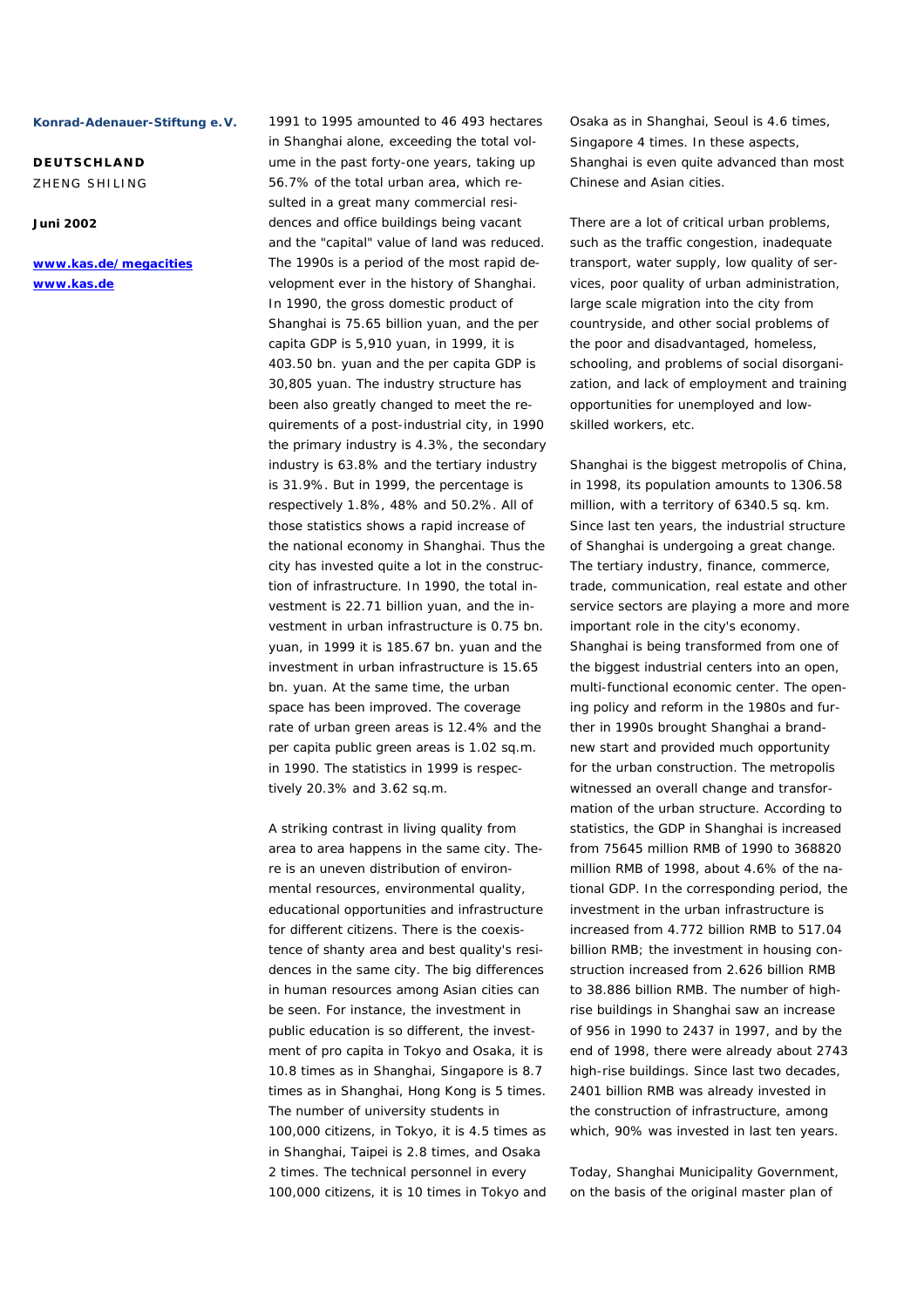1991 to 1995 amounted to 46 493 hectares in Shanghai alone, exceeding the total volume in the past forty-one years, taking up 56.7% of the total urban area, which resulted in a great many commercial residences and office buildings being vacant and the "capital" value of land was reduced. The 1990s is a period of the most rapid development ever in the history of Shanghai. In 1990, the gross domestic product of Shanghai is 75.65 billion yuan, and the per capita GDP is 5,910 yuan, in 1999, it is 403.50 bn. yuan and the per capita GDP is 30,805 yuan. The industry structure has been also greatly changed to meet the requirements of a post-industrial city, in 1990 the primary industry is 4.3%, the secondary industry is 63.8% and the tertiary industry is 31.9%. But in 1999, the percentage is respectively 1.8%, 48% and 50.2%. All of those statistics shows a rapid increase of the national economy in Shanghai. Thus the city has invested quite a lot in the construction of infrastructure. In 1990, the total investment is 22.71 billion yuan, and the investment in urban infrastructure is 0.75 bn. yuan, in 1999 it is 185.67 bn. yuan and the investment in urban infrastructure is 15.65 bn. yuan. At the same time, the urban space has been improved. The coverage rate of urban green areas is 12.4% and the per capita public green areas is 1.02 sq.m. in 1990. The statistics in 1999 is respectively 20.3% and 3.62 sq.m.

A striking contrast in living quality from area to area happens in the same city. There is an uneven distribution of environmental resources, environmental quality, educational opportunities and infrastructure for different citizens. There is the coexistence of shanty area and best quality's residences in the same city. The big differences in human resources among Asian cities can be seen. For instance, the investment in public education is so different, the investment of pro capita in Tokyo and Osaka, it is 10.8 times as in Shanghai, Singapore is 8.7 times as in Shanghai, Hong Kong is 5 times. The number of university students in 100,000 citizens, in Tokyo, it is 4.5 times as in Shanghai, Taipei is 2.8 times, and Osaka 2 times. The technical personnel in every 100,000 citizens, it is 10 times in Tokyo and Osaka as in Shanghai, Seoul is 4.6 times, Singapore 4 times. In these aspects, Shanghai is even quite advanced than most Chinese and Asian cities.

There are a lot of critical urban problems, such as the traffic congestion, inadequate transport, water supply, low quality of services, poor quality of urban administration, large scale migration into the city from countryside, and other social problems of the poor and disadvantaged, homeless, schooling, and problems of social disorganization, and lack of employment and training opportunities for unemployed and low-skilled workers, etc.

Shanghai is the biggest metropolis of China, in 1998, its population amounts to 1306.58 million, with a territory of 6340.5 sq. km. Since last ten years, the industrial structure of Shanghai is undergoing a great change. The tertiary industry, finance, commerce, trade, communication, real estate and other service sectors are playing a more and more important role in the city's economy. Shanghai is being transformed from one of the biggest industrial centers into an open, multi-functional economic center. The opening policy and reform in the 1980s and further in 1990s brought Shanghai a brand-new start and provided much opportunity for the urban construction. The metropolis witnessed an overall change and transformation of the urban structure. According to statistics, the GDP in Shanghai is increased from 75645 million RMB of 1990 to 368820 million RMB of 1998, about 4.6% of the national GDP. In the corresponding period, the investment in the urban infrastructure is increased from 4.772 billion RMB to 517.04 billion RMB; the investment in housing construction increased from 2.626 billion RMB to 38.886 billion RMB. The number of high-rise buildings in Shanghai saw an increase of 956 in 1990 to 2437 in 1997, and by the end of 1998, there were already about 2743 high-rise buildings. Since last two decades, 2401 billion RMB was already invested in the construction of infrastructure, among which, 90% was invested in last ten years.

Today, Shanghai Municipality Government, on the basis of the original master plan of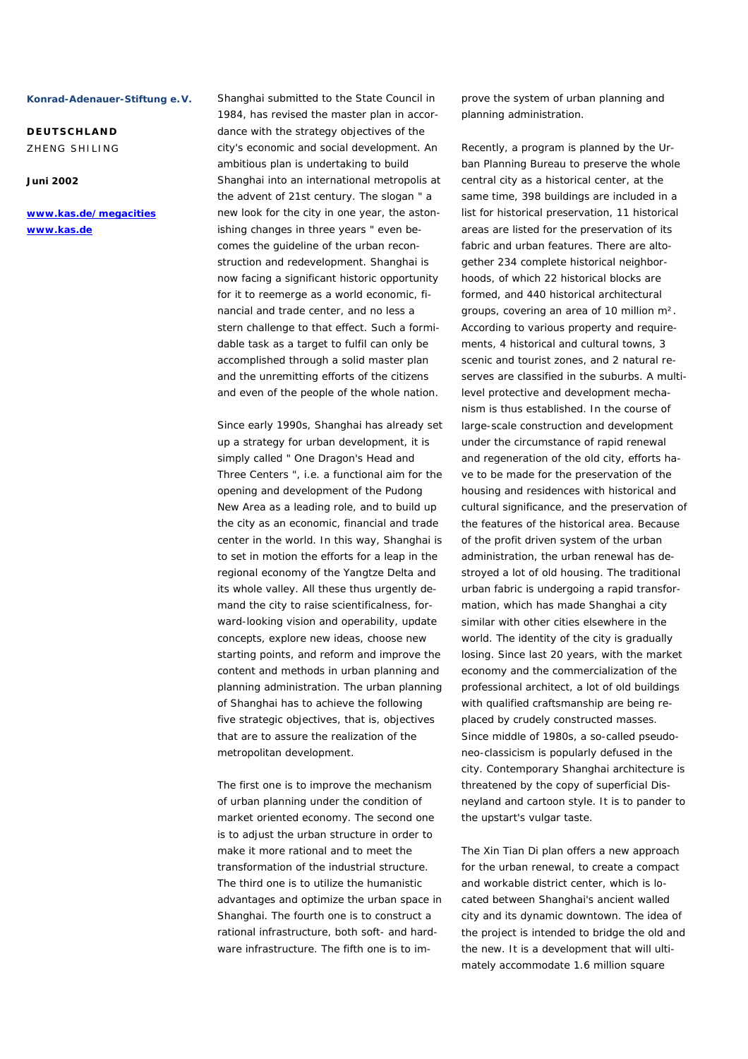Shanghai submitted to the State Council in 1984, has revised the master plan in accordance with the strategy objectives of the city's economic and social development. An ambitious plan is undertaking to build Shanghai into an international metropolis at the advent of 21st century. The slogan " a new look for the city in one year, the astonishing changes in three years " even becomes the guideline of the urban reconstruction and redevelopment. Shanghai is now facing a significant historic opportunity for it to reemerge as a world economic, financial and trade center, and no less a stern challenge to that effect. Such a formidable task as a target to fulfil can only be accomplished through a solid master plan and the unremitting efforts of the citizens and even of the people of the whole nation.

Since early 1990s, Shanghai has already set up a strategy for urban development, it is simply called " One Dragon's Head and Three Centers ", i.e. a functional aim for the opening and development of the Pudong New Area as a leading role, and to build up the city as an economic, financial and trade center in the world. In this way, Shanghai is to set in motion the efforts for a leap in the regional economy of the Yangtze Delta and its whole valley. All these thus urgently demand the city to raise scientificalness, forward-looking vision and operability, update concepts, explore new ideas, choose new starting points, and reform and improve the content and methods in urban planning and planning administration. The urban planning of Shanghai has to achieve the following five strategic objectives, that is, objectives that are to assure the realization of the metropolitan development.

The first one is to improve the mechanism of urban planning under the condition of market oriented economy. The second one is to adjust the urban structure in order to make it more rational and to meet the transformation of the industrial structure. The third one is to utilize the humanistic advantages and optimize the urban space in Shanghai. The fourth one is to construct a rational infrastructure, both soft- and hardware infrastructure. The fifth one is to improve the system of urban planning and planning administration.

Recently, a program is planned by the Urban Planning Bureau to preserve the whole central city as a historical center, at the same time, 398 buildings are included in a list for historical preservation, 11 historical areas are listed for the preservation of its fabric and urban features. There are altogether 234 complete historical neighborhoods, of which 22 historical blocks are formed, and 440 historical architectural groups, covering an area of 10 million m². According to various property and requirements, 4 historical and cultural towns, 3 scenic and tourist zones, and 2 natural reserves are classified in the suburbs. A multi-level protective and development mechanism is thus established. In the course of large-scale construction and development under the circumstance of rapid renewal and regeneration of the old city, efforts have to be made for the preservation of the housing and residences with historical and cultural significance, and the preservation of the features of the historical area. Because of the profit driven system of the urban administration, the urban renewal has destroyed a lot of old housing. The traditional urban fabric is undergoing a rapid transformation, which has made Shanghai a city similar with other cities elsewhere in the world. The identity of the city is gradually losing. Since last 20 years, with the market economy and the commercialization of the professional architect, a lot of old buildings with qualified craftsmanship are being replaced by crudely constructed masses. Since middle of 1980s, a so-called pseudo-neo-classicism is popularly defused in the city. Contemporary Shanghai architecture is threatened by the copy of superficial Disneyland and cartoon style. It is to pander to the upstart's vulgar taste.

The Xin Tian Di plan offers a new approach for the urban renewal, to create a compact and workable district center, which is located between Shanghai's ancient walled city and its dynamic downtown. The idea of the project is intended to bridge the old and the new. It is a development that will ultimately accommodate 1.6 million square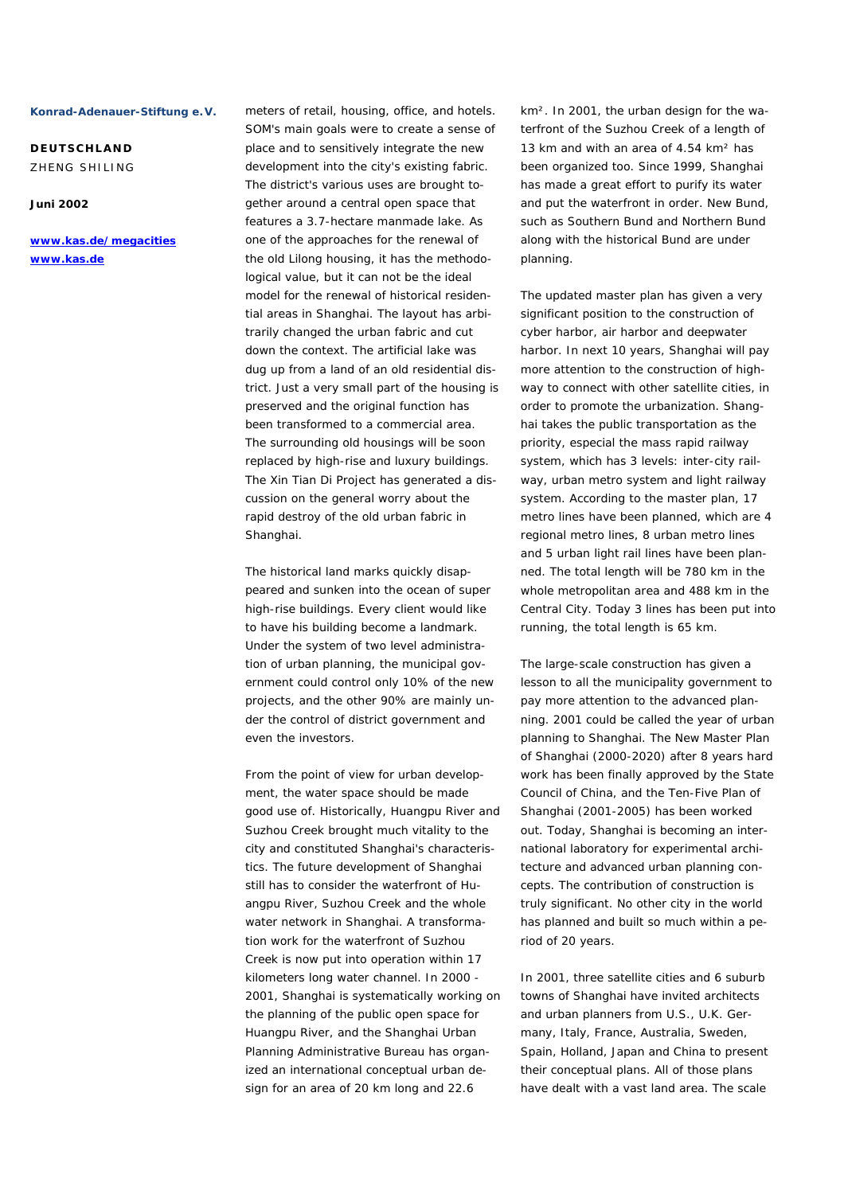meters of retail, housing, office, and hotels. SOM's main goals were to create a sense of place and to sensitively integrate the new development into the city's existing fabric. The district's various uses are brought together around a central open space that features a 3.7-hectare manmade lake. As one of the approaches for the renewal of the old Lilong housing, it has the methodological value, but it can not be the ideal model for the renewal of historical residential areas in Shanghai. The layout has arbitrarily changed the urban fabric and cut down the context. The artificial lake was dug up from a land of an old residential district. Just a very small part of the housing is preserved and the original function has been transformed to a commercial area. The surrounding old housings will be soon replaced by high-rise and luxury buildings. The Xin Tian Di Project has generated a discussion on the general worry about the rapid destroy of the old urban fabric in Shanghai.

The historical land marks quickly disappeared and sunken into the ocean of super high-rise buildings. Every client would like to have his building become a landmark. Under the system of two level administration of urban planning, the municipal government could control only 10% of the new projects, and the other 90% are mainly under the control of district government and even the investors.

From the point of view for urban development, the water space should be made good use of. Historically, Huangpu River and Suzhou Creek brought much vitality to the city and constituted Shanghai's characteristics. The future development of Shanghai still has to consider the waterfront of Huangpu River, Suzhou Creek and the whole water network in Shanghai. A transformation work for the waterfront of Suzhou Creek is now put into operation within 17 kilometers long water channel. In 2000 - 2001, Shanghai is systematically working on the planning of the public open space for Huangpu River, and the Shanghai Urban Planning Administrative Bureau has organized an international conceptual urban design for an area of 20 km long and 22.6 km². In 2001, the urban design for the waterfront of the Suzhou Creek of a length of 13 km and with an area of 4.54 km² has been organized too. Since 1999, Shanghai has made a great effort to purify its water and put the waterfront in order. New Bund, such as Southern Bund and Northern Bund along with the historical Bund are under planning.

The updated master plan has given a very significant position to the construction of cyber harbor, air harbor and deepwater harbor. In next 10 years, Shanghai will pay more attention to the construction of highway to connect with other satellite cities, in order to promote the urbanization. Shanghai takes the public transportation as the priority, especial the mass rapid railway system, which has 3 levels: inter-city railway, urban metro system and light railway system. According to the master plan, 17 metro lines have been planned, which are 4 regional metro lines, 8 urban metro lines and 5 urban light rail lines have been planned. The total length will be 780 km in the whole metropolitan area and 488 km in the Central City. Today 3 lines has been put into running, the total length is 65 km.

The large-scale construction has given a lesson to all the municipality government to pay more attention to the advanced planning. 2001 could be called the year of urban planning to Shanghai. The New Master Plan of Shanghai (2000-2020) after 8 years hard work has been finally approved by the State Council of China, and the Ten-Five Plan of Shanghai (2001-2005) has been worked out. Today, Shanghai is becoming an international laboratory for experimental architecture and advanced urban planning concepts. The contribution of construction is truly significant. No other city in the world has planned and built so much within a period of 20 years.

In 2001, three satellite cities and 6 suburb towns of Shanghai have invited architects and urban planners from U.S., U.K. Germany, Italy, France, Australia, Sweden, Spain, Holland, Japan and China to present their conceptual plans. All of those plans have dealt with a vast land area. The scale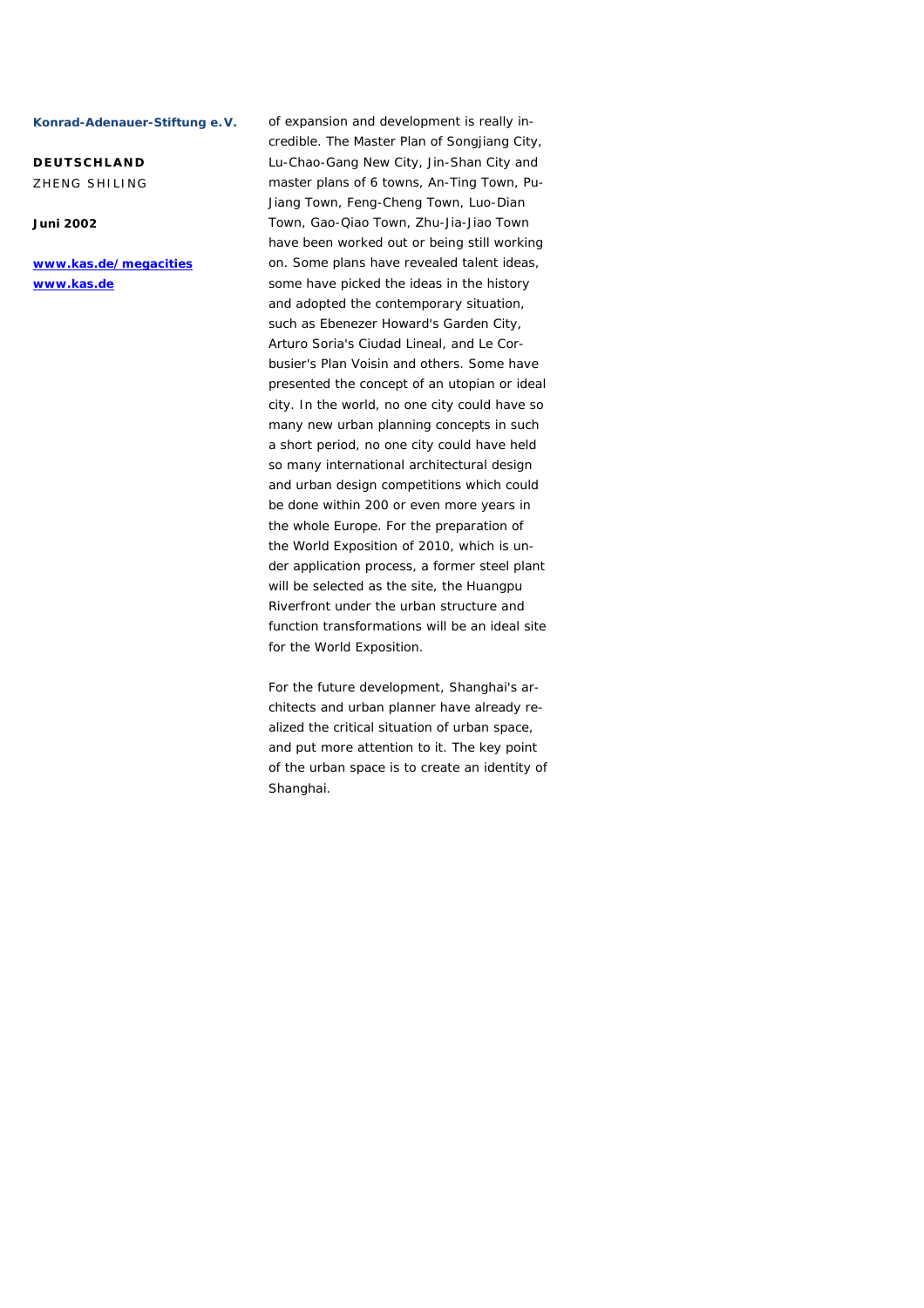of expansion and development is really incredible. The Master Plan of Songjiang City, Lu-Chao-Gang New City, Jin-Shan City and master plans of 6 towns, An-Ting Town, Pu-Jiang Town, Feng-Cheng Town, Luo-Dian Town, Gao-Qiao Town, Zhu-Jia-Jiao Town have been worked out or being still working on. Some plans have revealed talent ideas, some have picked the ideas in the history and adopted the contemporary situation, such as Ebenezer Howard's Garden City, Arturo Soria's Ciudad Lineal, and Le Corbusier's Plan Voisin and others. Some have presented the concept of an utopian or ideal city. In the world, no one city could have so many new urban planning concepts in such a short period, no one city could have held so many international architectural design and urban design competitions which could be done within 200 or even more years in the whole Europe. For the preparation of the World Exposition of 2010, which is under application process, a former steel plant will be selected as the site, the Huangpu Riverfront under the urban structure and function transformations will be an ideal site for the World Exposition.

For the future development, Shanghai's architects and urban planner have already realized the critical situation of urban space, and put more attention to it. The key point of the urban space is to create an identity of Shanghai.